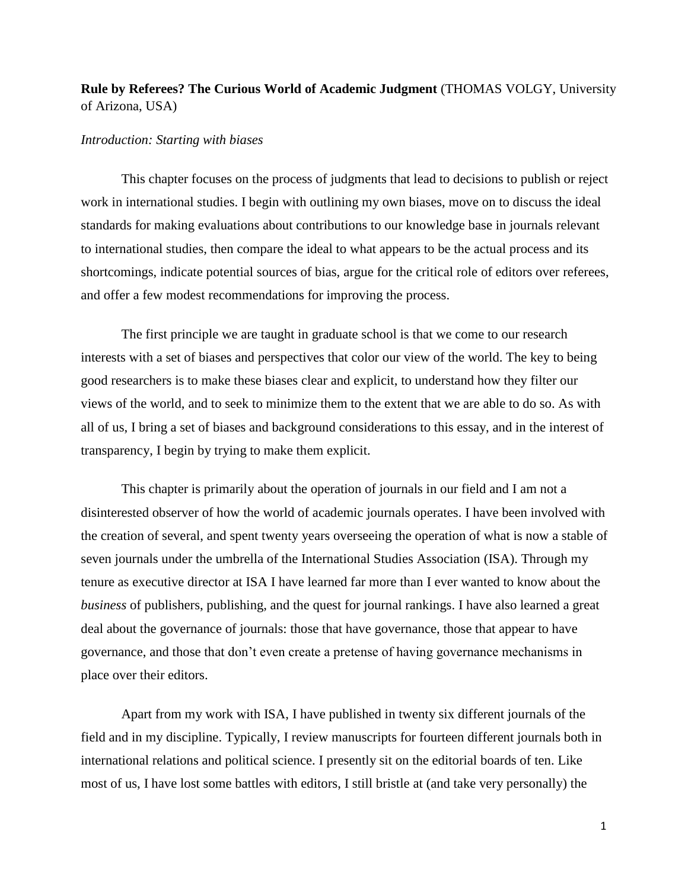**Rule by Referees? The Curious World of Academic Judgment** (THOMAS VOLGY, University of Arizona, USA)

*Introduction: Starting with biases*

This chapter focuses on the process of judgments that lead to decisions to publish or reject work in international studies. I begin with outlining my own biases, move on to discuss the ideal standards for making evaluations about contributions to our knowledge base in journals relevant to international studies, then compare the ideal to what appears to be the actual process and its shortcomings, indicate potential sources of bias, argue for the critical role of editors over referees, and offer a few modest recommendations for improving the process.

The first principle we are taught in graduate school is that we come to our research interests with a set of biases and perspectives that color our view of the world. The key to being good researchers is to make these biases clear and explicit, to understand how they filter our views of the world, and to seek to minimize them to the extent that we are able to do so. As with all of us, I bring a set of biases and background considerations to this essay, and in the interest of transparency, I begin by trying to make them explicit.

This chapter is primarily about the operation of journals in our field and I am not a disinterested observer of how the world of academic journals operates. I have been involved with the creation of several, and spent twenty years overseeing the operation of what is now a stable of seven journals under the umbrella of the International Studies Association (ISA). Through my tenure as executive director at ISA I have learned far more than I ever wanted to know about the *business* of publishers, publishing, and the quest for journal rankings. I have also learned a great deal about the governance of journals: those that have governance, those that appear to have governance, and those that don't even create a pretense of having governance mechanisms in place over their editors.

Apart from my work with ISA, I have published in twenty six different journals of the field and in my discipline. Typically, I review manuscripts for fourteen different journals both in international relations and political science. I presently sit on the editorial boards of ten. Like most of us, I have lost some battles with editors, I still bristle at (and take very personally) the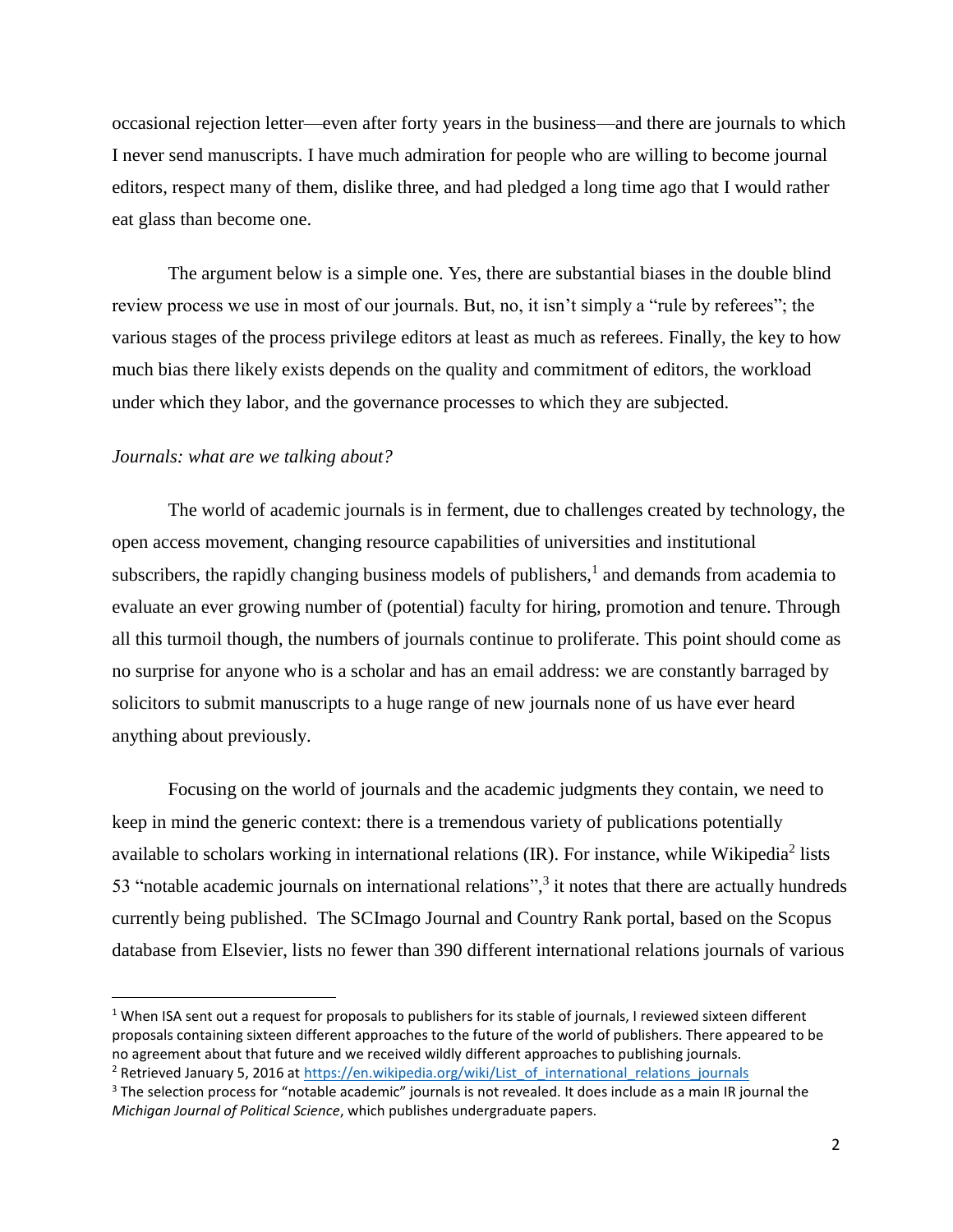occasional rejection letter—even after forty years in the business—and there are journals to which I never send manuscripts. I have much admiration for people who are willing to become journal editors, respect many of them, dislike three, and had pledged a long time ago that I would rather eat glass than become one.

The argument below is a simple one. Yes, there are substantial biases in the double blind review process we use in most of our journals. But, no, it isn't simply a "rule by referees"; the various stages of the process privilege editors at least as much as referees. Finally, the key to how much bias there likely exists depends on the quality and commitment of editors, the workload under which they labor, and the governance processes to which they are subjected.

*Journals: what are we talking about?*

The world of academic journals is in ferment, due to challenges created by technology, the open access movement, changing resource capabilities of universities and institutional subscribers, the rapidly changing business models of publishers,[1] and demands from academia to evaluate an ever growing number of (potential) faculty for hiring, promotion and tenure. Through all this turmoil though, the numbers of journals continue to proliferate. This point should come as no surprise for anyone who is a scholar and has an email address: we are constantly barraged by solicitors to submit manuscripts to a huge range of new journals none of us have ever heard anything about previously.

Focusing on the world of journals and the academic judgments they contain, we need to keep in mind the generic context: there is a tremendous variety of publications potentially available to scholars working in international relations (IR). For instance, while Wikipedia[2] lists 53 "notable academic journals on international relations",[3] it notes that there are actually hundreds currently being published. The SCImago Journal and Country Rank portal, based on the Scopus database from Elsevier, lists no fewer than 390 different international relations journals of various

---

[1] When ISA sent out a request for proposals to publishers for its stable of journals, I reviewed sixteen different proposals containing sixteen different approaches to the future of the world of publishers. There appeared to be no agreement about that future and we received wildly different approaches to publishing journals.

[2] Retrieved January 5, 2016 at https://en.wikipedia.org/wiki/List_of_international_relations_journals

[3] The selection process for "notable academic" journals is not revealed. It does include as a main IR journal the *Michigan Journal of Political Science*, which publishes undergraduate papers.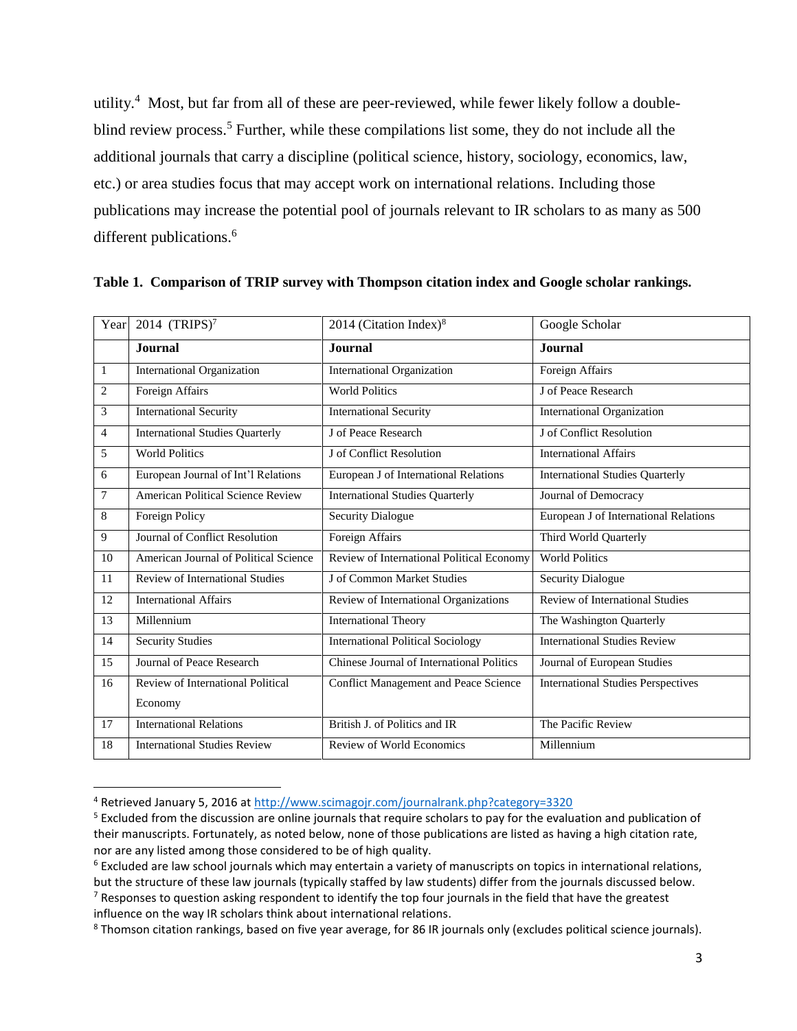utility.[4] Most, but far from all of these are peer-reviewed, while fewer likely follow a double-blind review process.[5] Further, while these compilations list some, they do not include all the additional journals that carry a discipline (political science, history, sociology, economics, law, etc.) or area studies focus that may accept work on international relations. Including those publications may increase the potential pool of journals relevant to IR scholars to as many as 500 different publications.[6]

**Table 1. Comparison of TRIP survey with Thompson citation index and Google scholar rankings.**

| Year | 2014 (TRIPS)[7] | 2014 (Citation Index)[8] | Google Scholar |
|---|---|---|---|
| | **Journal** | **Journal** | **Journal** |
| 1 | International Organization | International Organization | Foreign Affairs |
| 2 | Foreign Affairs | World Politics | J of Peace Research |
| 3 | International Security | International Security | International Organization |
| 4 | International Studies Quarterly | J of Peace Research | J of Conflict Resolution |
| 5 | World Politics | J of Conflict Resolution | International Affairs |
| 6 | European Journal of Int'l Relations | European J of International Relations | International Studies Quarterly |
| 7 | American Political Science Review | International Studies Quarterly | Journal of Democracy |
| 8 | Foreign Policy | Security Dialogue | European J of International Relations |
| 9 | Journal of Conflict Resolution | Foreign Affairs | Third World Quarterly |
| 10 | American Journal of Political Science | Review of International Political Economy | World Politics |
| 11 | Review of International Studies | J of Common Market Studies | Security Dialogue |
| 12 | International Affairs | Review of International Organizations | Review of International Studies |
| 13 | Millennium | International Theory | The Washington Quarterly |
| 14 | Security Studies | International Political Sociology | International Studies Review |
| 15 | Journal of Peace Research | Chinese Journal of International Politics | Journal of European Studies |
| 16 | Review of International Political Economy | Conflict Management and Peace Science | International Studies Perspectives |
| 17 | International Relations | British J. of Politics and IR | The Pacific Review |
| 18 | International Studies Review | Review of World Economics | Millennium |

[4] Retrieved January 5, 2016 at http://www.scimagojr.com/journalrank.php?category=3320

[5] Excluded from the discussion are online journals that require scholars to pay for the evaluation and publication of their manuscripts. Fortunately, as noted below, none of those publications are listed as having a high citation rate, nor are any listed among those considered to be of high quality.

[6] Excluded are law school journals which may entertain a variety of manuscripts on topics in international relations, but the structure of these law journals (typically staffed by law students) differ from the journals discussed below.

[7] Responses to question asking respondent to identify the top four journals in the field that have the greatest influence on the way IR scholars think about international relations.

[8] Thomson citation rankings, based on five year average, for 86 IR journals only (excludes political science journals).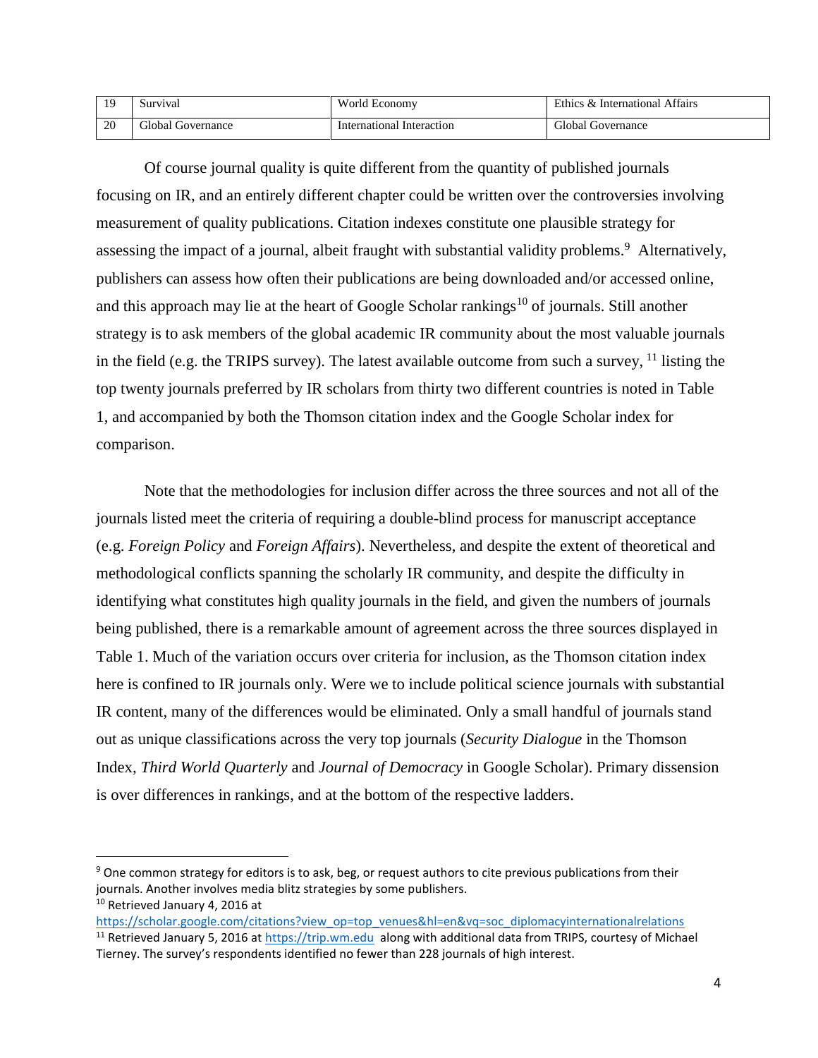| 19 | Survival | World Economy | Ethics & International Affairs |
|---|---|---|---|
| 20 | Global Governance | International Interaction | Global Governance |

Of course journal quality is quite different from the quantity of published journals focusing on IR, and an entirely different chapter could be written over the controversies involving measurement of quality publications. Citation indexes constitute one plausible strategy for assessing the impact of a journal, albeit fraught with substantial validity problems.[9] Alternatively, publishers can assess how often their publications are being downloaded and/or accessed online, and this approach may lie at the heart of Google Scholar rankings[10] of journals. Still another strategy is to ask members of the global academic IR community about the most valuable journals in the field (e.g. the TRIPS survey). The latest available outcome from such a survey, [11] listing the top twenty journals preferred by IR scholars from thirty two different countries is noted in Table 1, and accompanied by both the Thomson citation index and the Google Scholar index for comparison.

Note that the methodologies for inclusion differ across the three sources and not all of the journals listed meet the criteria of requiring a double-blind process for manuscript acceptance (e.g. *Foreign Policy* and *Foreign Affairs*). Nevertheless, and despite the extent of theoretical and methodological conflicts spanning the scholarly IR community, and despite the difficulty in identifying what constitutes high quality journals in the field, and given the numbers of journals being published, there is a remarkable amount of agreement across the three sources displayed in Table 1. Much of the variation occurs over criteria for inclusion, as the Thomson citation index here is confined to IR journals only. Were we to include political science journals with substantial IR content, many of the differences would be eliminated. Only a small handful of journals stand out as unique classifications across the very top journals (*Security Dialogue* in the Thomson Index, *Third World Quarterly* and *Journal of Democracy* in Google Scholar). Primary dissension is over differences in rankings, and at the bottom of the respective ladders.

[9] One common strategy for editors is to ask, beg, or request authors to cite previous publications from their journals. Another involves media blitz strategies by some publishers.

[10] Retrieved January 4, 2016 at https://scholar.google.com/citations?view_op=top_venues&hl=en&vq=soc_diplomacyinternationalrelations

[11] Retrieved January 5, 2016 at https://trip.wm.edu along with additional data from TRIPS, courtesy of Michael Tierney. The survey's respondents identified no fewer than 228 journals of high interest.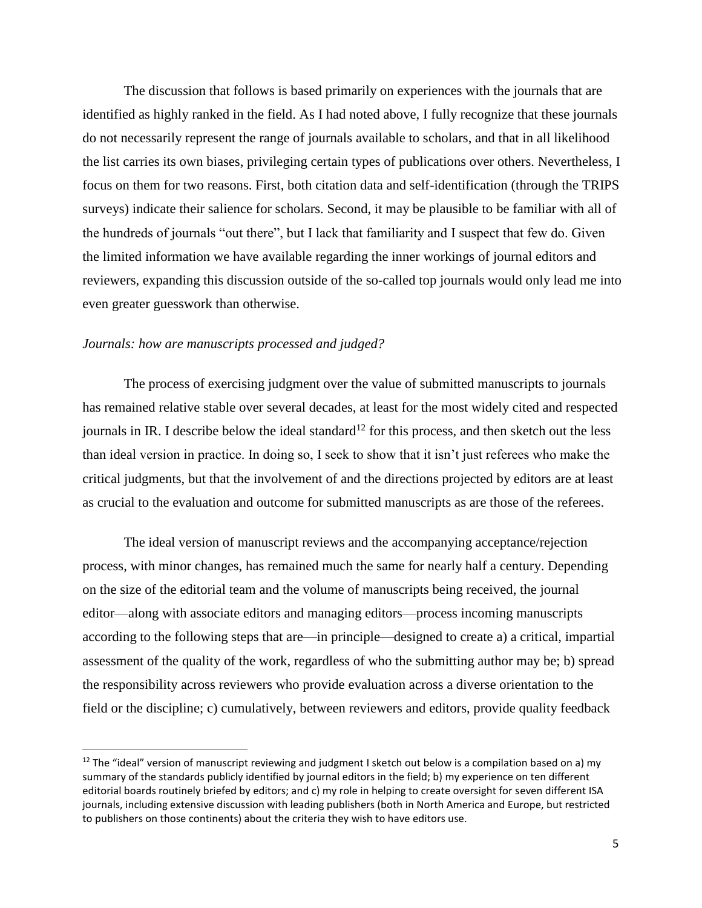The discussion that follows is based primarily on experiences with the journals that are identified as highly ranked in the field. As I had noted above, I fully recognize that these journals do not necessarily represent the range of journals available to scholars, and that in all likelihood the list carries its own biases, privileging certain types of publications over others. Nevertheless, I focus on them for two reasons. First, both citation data and self-identification (through the TRIPS surveys) indicate their salience for scholars. Second, it may be plausible to be familiar with all of the hundreds of journals "out there", but I lack that familiarity and I suspect that few do. Given the limited information we have available regarding the inner workings of journal editors and reviewers, expanding this discussion outside of the so-called top journals would only lead me into even greater guesswork than otherwise.

*Journals: how are manuscripts processed and judged?*

The process of exercising judgment over the value of submitted manuscripts to journals has remained relative stable over several decades, at least for the most widely cited and respected journals in IR. I describe below the ideal standard[12] for this process, and then sketch out the less than ideal version in practice. In doing so, I seek to show that it isn't just referees who make the critical judgments, but that the involvement of and the directions projected by editors are at least as crucial to the evaluation and outcome for submitted manuscripts as are those of the referees.

The ideal version of manuscript reviews and the accompanying acceptance/rejection process, with minor changes, has remained much the same for nearly half a century. Depending on the size of the editorial team and the volume of manuscripts being received, the journal editor—along with associate editors and managing editors—process incoming manuscripts according to the following steps that are—in principle—designed to create a) a critical, impartial assessment of the quality of the work, regardless of who the submitting author may be; b) spread the responsibility across reviewers who provide evaluation across a diverse orientation to the field or the discipline; c) cumulatively, between reviewers and editors, provide quality feedback

[12] The "ideal" version of manuscript reviewing and judgment I sketch out below is a compilation based on a) my summary of the standards publicly identified by journal editors in the field; b) my experience on ten different editorial boards routinely briefed by editors; and c) my role in helping to create oversight for seven different ISA journals, including extensive discussion with leading publishers (both in North America and Europe, but restricted to publishers on those continents) about the criteria they wish to have editors use.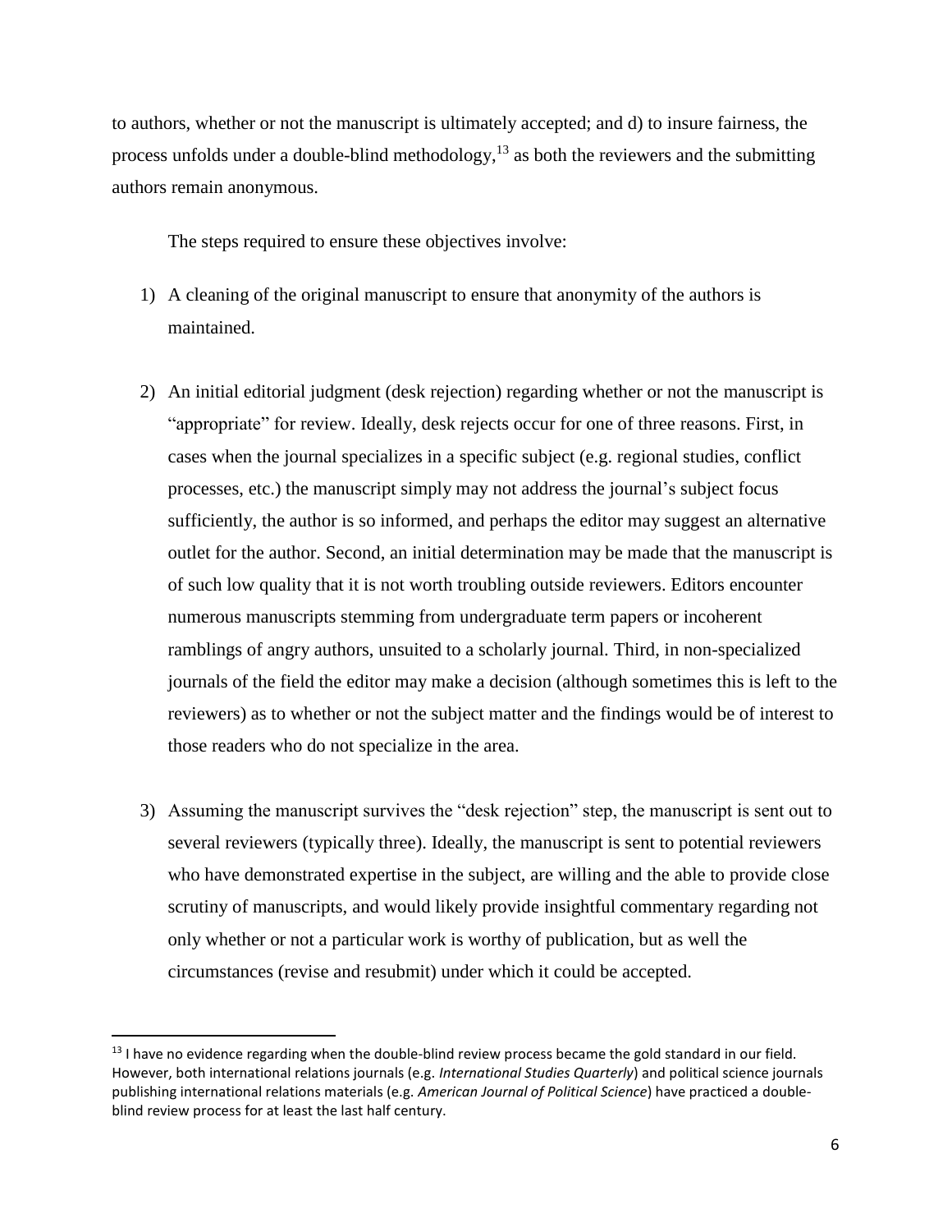to authors, whether or not the manuscript is ultimately accepted; and d) to insure fairness, the process unfolds under a double-blind methodology,[13] as both the reviewers and the submitting authors remain anonymous.

The steps required to ensure these objectives involve:

1) A cleaning of the original manuscript to ensure that anonymity of the authors is maintained.

2) An initial editorial judgment (desk rejection) regarding whether or not the manuscript is "appropriate" for review. Ideally, desk rejects occur for one of three reasons. First, in cases when the journal specializes in a specific subject (e.g. regional studies, conflict processes, etc.) the manuscript simply may not address the journal's subject focus sufficiently, the author is so informed, and perhaps the editor may suggest an alternative outlet for the author. Second, an initial determination may be made that the manuscript is of such low quality that it is not worth troubling outside reviewers. Editors encounter numerous manuscripts stemming from undergraduate term papers or incoherent ramblings of angry authors, unsuited to a scholarly journal. Third, in non-specialized journals of the field the editor may make a decision (although sometimes this is left to the reviewers) as to whether or not the subject matter and the findings would be of interest to those readers who do not specialize in the area.

3) Assuming the manuscript survives the "desk rejection" step, the manuscript is sent out to several reviewers (typically three). Ideally, the manuscript is sent to potential reviewers who have demonstrated expertise in the subject, are willing and the able to provide close scrutiny of manuscripts, and would likely provide insightful commentary regarding not only whether or not a particular work is worthy of publication, but as well the circumstances (revise and resubmit) under which it could be accepted.

[13] I have no evidence regarding when the double-blind review process became the gold standard in our field. However, both international relations journals (e.g. *International Studies Quarterly*) and political science journals publishing international relations materials (e.g. *American Journal of Political Science*) have practiced a double-blind review process for at least the last half century.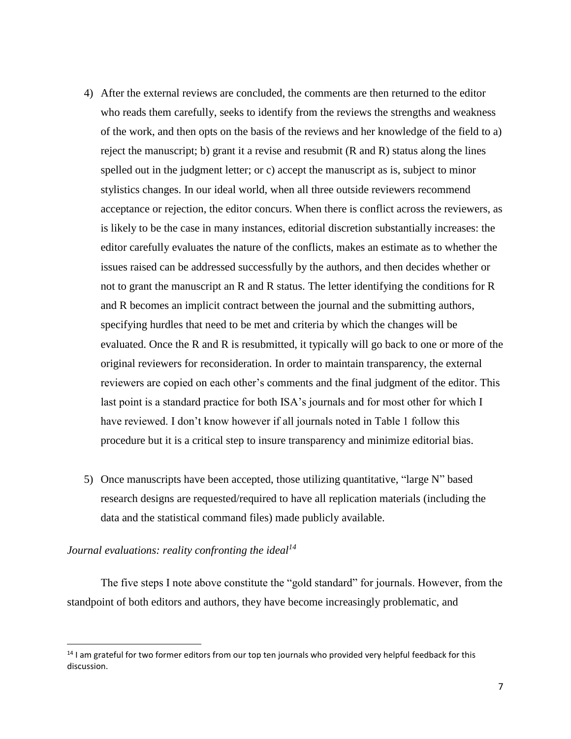4) After the external reviews are concluded, the comments are then returned to the editor who reads them carefully, seeks to identify from the reviews the strengths and weakness of the work, and then opts on the basis of the reviews and her knowledge of the field to a) reject the manuscript; b) grant it a revise and resubmit (R and R) status along the lines spelled out in the judgment letter; or c) accept the manuscript as is, subject to minor stylistics changes. In our ideal world, when all three outside reviewers recommend acceptance or rejection, the editor concurs. When there is conflict across the reviewers, as is likely to be the case in many instances, editorial discretion substantially increases: the editor carefully evaluates the nature of the conflicts, makes an estimate as to whether the issues raised can be addressed successfully by the authors, and then decides whether or not to grant the manuscript an R and R status. The letter identifying the conditions for R and R becomes an implicit contract between the journal and the submitting authors, specifying hurdles that need to be met and criteria by which the changes will be evaluated. Once the R and R is resubmitted, it typically will go back to one or more of the original reviewers for reconsideration. In order to maintain transparency, the external reviewers are copied on each other's comments and the final judgment of the editor. This last point is a standard practice for both ISA's journals and for most other for which I have reviewed. I don't know however if all journals noted in Table 1 follow this procedure but it is a critical step to insure transparency and minimize editorial bias.

5) Once manuscripts have been accepted, those utilizing quantitative, "large N" based research designs are requested/required to have all replication materials (including the data and the statistical command files) made publicly available.

*Journal evaluations: reality confronting the ideal*[14]

The five steps I note above constitute the "gold standard" for journals. However, from the standpoint of both editors and authors, they have become increasingly problematic, and

[14] I am grateful for two former editors from our top ten journals who provided very helpful feedback for this discussion.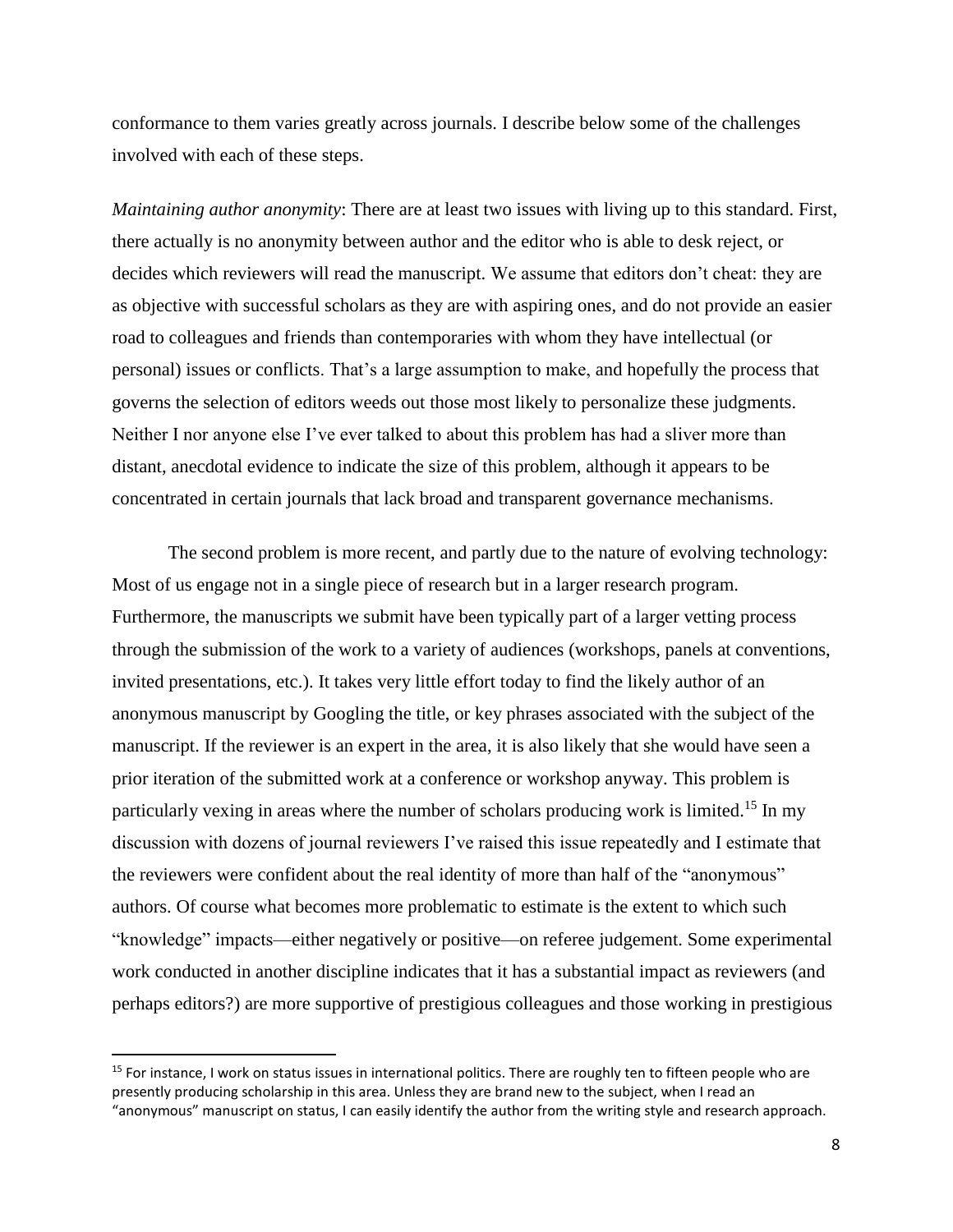conformance to them varies greatly across journals. I describe below some of the challenges involved with each of these steps.

*Maintaining author anonymity*: There are at least two issues with living up to this standard. First, there actually is no anonymity between author and the editor who is able to desk reject, or decides which reviewers will read the manuscript. We assume that editors don't cheat: they are as objective with successful scholars as they are with aspiring ones, and do not provide an easier road to colleagues and friends than contemporaries with whom they have intellectual (or personal) issues or conflicts. That's a large assumption to make, and hopefully the process that governs the selection of editors weeds out those most likely to personalize these judgments. Neither I nor anyone else I've ever talked to about this problem has had a sliver more than distant, anecdotal evidence to indicate the size of this problem, although it appears to be concentrated in certain journals that lack broad and transparent governance mechanisms.

The second problem is more recent, and partly due to the nature of evolving technology: Most of us engage not in a single piece of research but in a larger research program. Furthermore, the manuscripts we submit have been typically part of a larger vetting process through the submission of the work to a variety of audiences (workshops, panels at conventions, invited presentations, etc.). It takes very little effort today to find the likely author of an anonymous manuscript by Googling the title, or key phrases associated with the subject of the manuscript. If the reviewer is an expert in the area, it is also likely that she would have seen a prior iteration of the submitted work at a conference or workshop anyway. This problem is particularly vexing in areas where the number of scholars producing work is limited.[15] In my discussion with dozens of journal reviewers I've raised this issue repeatedly and I estimate that the reviewers were confident about the real identity of more than half of the "anonymous" authors. Of course what becomes more problematic to estimate is the extent to which such "knowledge" impacts—either negatively or positive—on referee judgement. Some experimental work conducted in another discipline indicates that it has a substantial impact as reviewers (and perhaps editors?) are more supportive of prestigious colleagues and those working in prestigious

[15] For instance, I work on status issues in international politics. There are roughly ten to fifteen people who are presently producing scholarship in this area. Unless they are brand new to the subject, when I read an "anonymous" manuscript on status, I can easily identify the author from the writing style and research approach.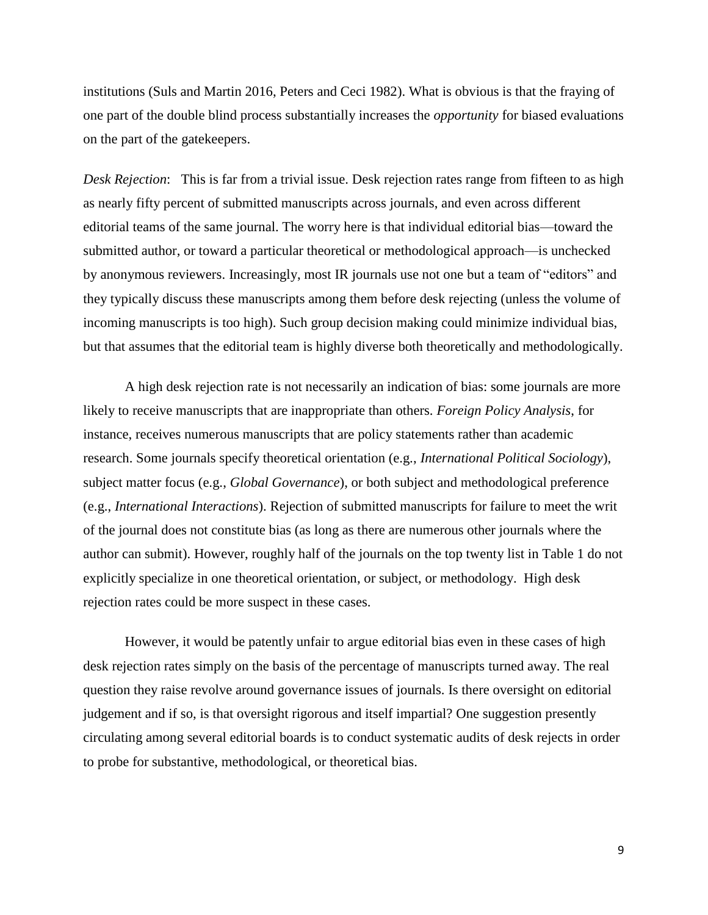institutions (Suls and Martin 2016, Peters and Ceci 1982). What is obvious is that the fraying of one part of the double blind process substantially increases the *opportunity* for biased evaluations on the part of the gatekeepers.

*Desk Rejection*: This is far from a trivial issue. Desk rejection rates range from fifteen to as high as nearly fifty percent of submitted manuscripts across journals, and even across different editorial teams of the same journal. The worry here is that individual editorial bias—toward the submitted author, or toward a particular theoretical or methodological approach—is unchecked by anonymous reviewers. Increasingly, most IR journals use not one but a team of "editors" and they typically discuss these manuscripts among them before desk rejecting (unless the volume of incoming manuscripts is too high). Such group decision making could minimize individual bias, but that assumes that the editorial team is highly diverse both theoretically and methodologically.

A high desk rejection rate is not necessarily an indication of bias: some journals are more likely to receive manuscripts that are inappropriate than others. *Foreign Policy Analysis*, for instance, receives numerous manuscripts that are policy statements rather than academic research. Some journals specify theoretical orientation (e.g., *International Political Sociology*), subject matter focus (e.g., *Global Governance*), or both subject and methodological preference (e.g., *International Interactions*). Rejection of submitted manuscripts for failure to meet the writ of the journal does not constitute bias (as long as there are numerous other journals where the author can submit). However, roughly half of the journals on the top twenty list in Table 1 do not explicitly specialize in one theoretical orientation, or subject, or methodology. High desk rejection rates could be more suspect in these cases.

However, it would be patently unfair to argue editorial bias even in these cases of high desk rejection rates simply on the basis of the percentage of manuscripts turned away. The real question they raise revolve around governance issues of journals. Is there oversight on editorial judgement and if so, is that oversight rigorous and itself impartial? One suggestion presently circulating among several editorial boards is to conduct systematic audits of desk rejects in order to probe for substantive, methodological, or theoretical bias.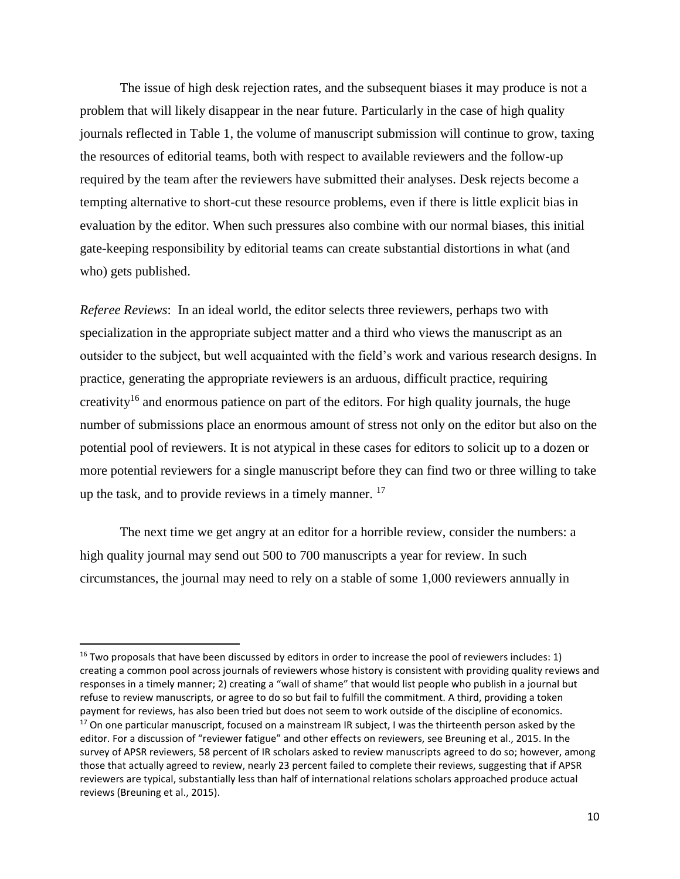The issue of high desk rejection rates, and the subsequent biases it may produce is not a problem that will likely disappear in the near future. Particularly in the case of high quality journals reflected in Table 1, the volume of manuscript submission will continue to grow, taxing the resources of editorial teams, both with respect to available reviewers and the follow-up required by the team after the reviewers have submitted their analyses. Desk rejects become a tempting alternative to short-cut these resource problems, even if there is little explicit bias in evaluation by the editor. When such pressures also combine with our normal biases, this initial gate-keeping responsibility by editorial teams can create substantial distortions in what (and who) gets published.

*Referee Reviews*: In an ideal world, the editor selects three reviewers, perhaps two with specialization in the appropriate subject matter and a third who views the manuscript as an outsider to the subject, but well acquainted with the field's work and various research designs. In practice, generating the appropriate reviewers is an arduous, difficult practice, requiring creativity[16] and enormous patience on part of the editors. For high quality journals, the huge number of submissions place an enormous amount of stress not only on the editor but also on the potential pool of reviewers. It is not atypical in these cases for editors to solicit up to a dozen or more potential reviewers for a single manuscript before they can find two or three willing to take up the task, and to provide reviews in a timely manner. [17]

The next time we get angry at an editor for a horrible review, consider the numbers: a high quality journal may send out 500 to 700 manuscripts a year for review. In such circumstances, the journal may need to rely on a stable of some 1,000 reviewers annually in

---

[16] Two proposals that have been discussed by editors in order to increase the pool of reviewers includes: 1) creating a common pool across journals of reviewers whose history is consistent with providing quality reviews and responses in a timely manner; 2) creating a "wall of shame" that would list people who publish in a journal but refuse to review manuscripts, or agree to do so but fail to fulfill the commitment. A third, providing a token payment for reviews, has also been tried but does not seem to work outside of the discipline of economics.

[17] On one particular manuscript, focused on a mainstream IR subject, I was the thirteenth person asked by the editor. For a discussion of "reviewer fatigue" and other effects on reviewers, see Breuning et al., 2015. In the survey of APSR reviewers, 58 percent of IR scholars asked to review manuscripts agreed to do so; however, among those that actually agreed to review, nearly 23 percent failed to complete their reviews, suggesting that if APSR reviewers are typical, substantially less than half of international relations scholars approached produce actual reviews (Breuning et al., 2015).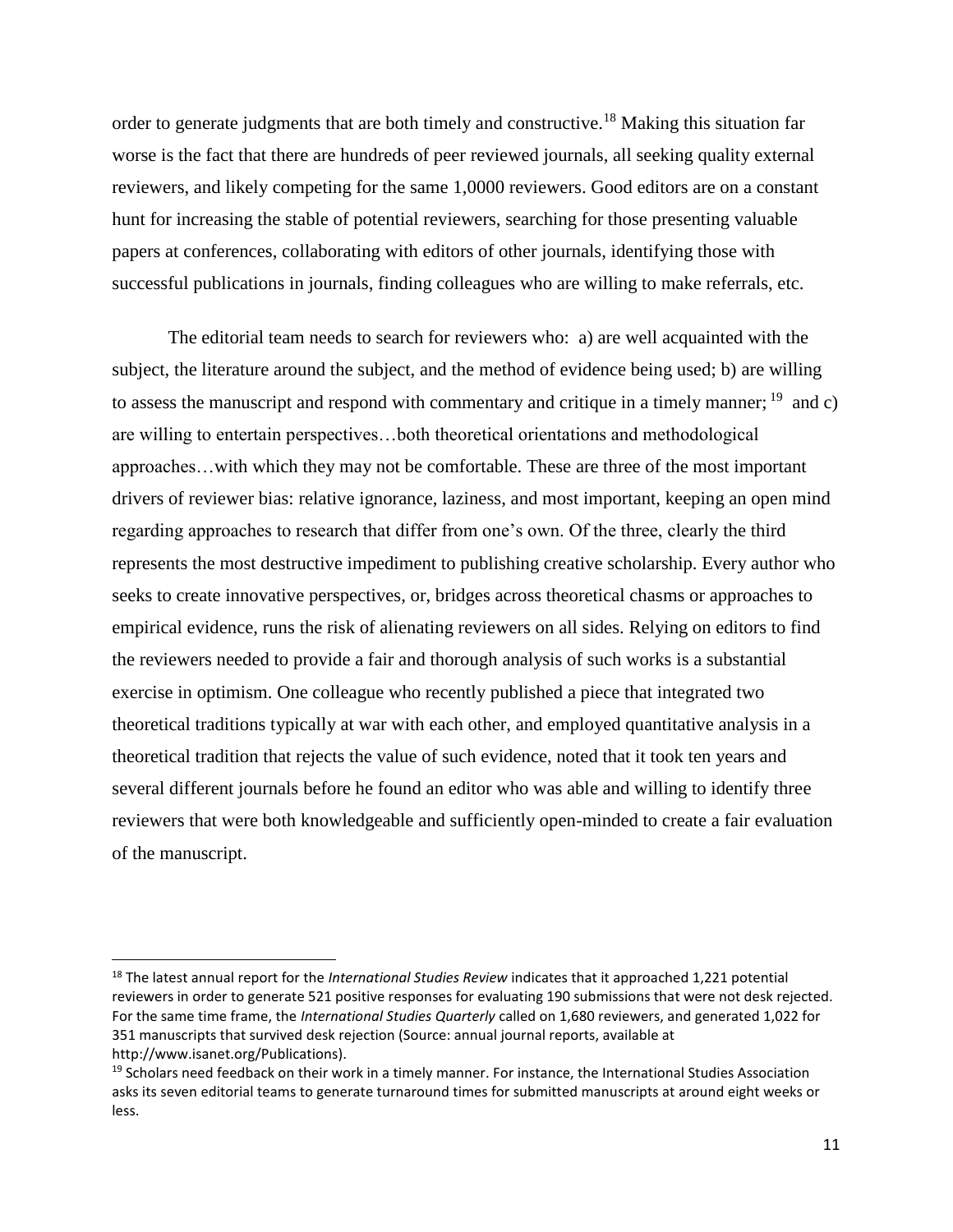order to generate judgments that are both timely and constructive.[18] Making this situation far worse is the fact that there are hundreds of peer reviewed journals, all seeking quality external reviewers, and likely competing for the same 1,0000 reviewers. Good editors are on a constant hunt for increasing the stable of potential reviewers, searching for those presenting valuable papers at conferences, collaborating with editors of other journals, identifying those with successful publications in journals, finding colleagues who are willing to make referrals, etc.

The editorial team needs to search for reviewers who: a) are well acquainted with the subject, the literature around the subject, and the method of evidence being used; b) are willing to assess the manuscript and respond with commentary and critique in a timely manner; [19] and c) are willing to entertain perspectives…both theoretical orientations and methodological approaches…with which they may not be comfortable. These are three of the most important drivers of reviewer bias: relative ignorance, laziness, and most important, keeping an open mind regarding approaches to research that differ from one's own. Of the three, clearly the third represents the most destructive impediment to publishing creative scholarship. Every author who seeks to create innovative perspectives, or, bridges across theoretical chasms or approaches to empirical evidence, runs the risk of alienating reviewers on all sides. Relying on editors to find the reviewers needed to provide a fair and thorough analysis of such works is a substantial exercise in optimism. One colleague who recently published a piece that integrated two theoretical traditions typically at war with each other, and employed quantitative analysis in a theoretical tradition that rejects the value of such evidence, noted that it took ten years and several different journals before he found an editor who was able and willing to identify three reviewers that were both knowledgeable and sufficiently open-minded to create a fair evaluation of the manuscript.

---

[18] The latest annual report for the *International Studies Review* indicates that it approached 1,221 potential reviewers in order to generate 521 positive responses for evaluating 190 submissions that were not desk rejected. For the same time frame, the *International Studies Quarterly* called on 1,680 reviewers, and generated 1,022 for 351 manuscripts that survived desk rejection (Source: annual journal reports, available at http://www.isanet.org/Publications).

[19] Scholars need feedback on their work in a timely manner. For instance, the International Studies Association asks its seven editorial teams to generate turnaround times for submitted manuscripts at around eight weeks or less.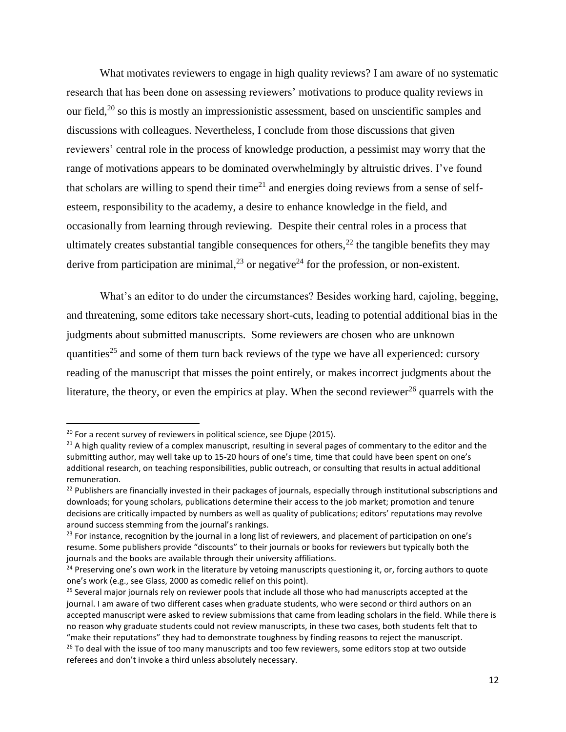What motivates reviewers to engage in high quality reviews? I am aware of no systematic research that has been done on assessing reviewers' motivations to produce quality reviews in our field,[20] so this is mostly an impressionistic assessment, based on unscientific samples and discussions with colleagues. Nevertheless, I conclude from those discussions that given reviewers' central role in the process of knowledge production, a pessimist may worry that the range of motivations appears to be dominated overwhelmingly by altruistic drives. I've found that scholars are willing to spend their time[21] and energies doing reviews from a sense of self-esteem, responsibility to the academy, a desire to enhance knowledge in the field, and occasionally from learning through reviewing. Despite their central roles in a process that ultimately creates substantial tangible consequences for others,[22] the tangible benefits they may derive from participation are minimal,[23] or negative[24] for the profession, or non-existent.

What's an editor to do under the circumstances? Besides working hard, cajoling, begging, and threatening, some editors take necessary short-cuts, leading to potential additional bias in the judgments about submitted manuscripts. Some reviewers are chosen who are unknown quantities[25] and some of them turn back reviews of the type we have all experienced: cursory reading of the manuscript that misses the point entirely, or makes incorrect judgments about the literature, the theory, or even the empirics at play. When the second reviewer[26] quarrels with the

---

[20] For a recent survey of reviewers in political science, see Djupe (2015).

[21] A high quality review of a complex manuscript, resulting in several pages of commentary to the editor and the submitting author, may well take up to 15-20 hours of one's time, time that could have been spent on one's additional research, on teaching responsibilities, public outreach, or consulting that results in actual additional remuneration.

[22] Publishers are financially invested in their packages of journals, especially through institutional subscriptions and downloads; for young scholars, publications determine their access to the job market; promotion and tenure decisions are critically impacted by numbers as well as quality of publications; editors' reputations may revolve around success stemming from the journal's rankings.

[23] For instance, recognition by the journal in a long list of reviewers, and placement of participation on one's resume. Some publishers provide "discounts" to their journals or books for reviewers but typically both the journals and the books are available through their university affiliations.

[24] Preserving one's own work in the literature by vetoing manuscripts questioning it, or, forcing authors to quote one's work (e.g., see Glass, 2000 as comedic relief on this point).

[25] Several major journals rely on reviewer pools that include all those who had manuscripts accepted at the journal. I am aware of two different cases when graduate students, who were second or third authors on an accepted manuscript were asked to review submissions that came from leading scholars in the field. While there is no reason why graduate students could not review manuscripts, in these two cases, both students felt that to "make their reputations" they had to demonstrate toughness by finding reasons to reject the manuscript.

[26] To deal with the issue of too many manuscripts and too few reviewers, some editors stop at two outside referees and don't invoke a third unless absolutely necessary.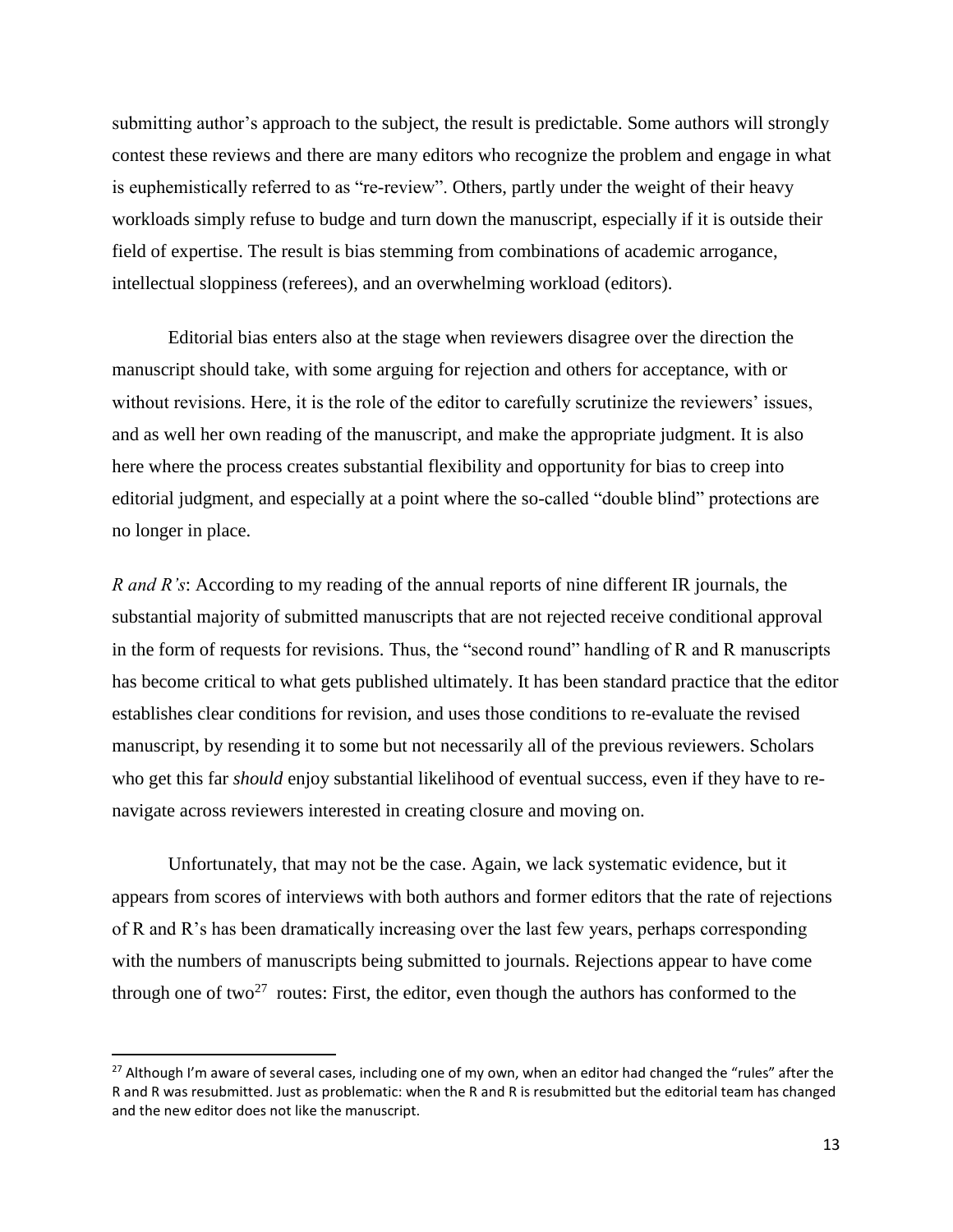submitting author's approach to the subject, the result is predictable. Some authors will strongly contest these reviews and there are many editors who recognize the problem and engage in what is euphemistically referred to as "re-review". Others, partly under the weight of their heavy workloads simply refuse to budge and turn down the manuscript, especially if it is outside their field of expertise. The result is bias stemming from combinations of academic arrogance, intellectual sloppiness (referees), and an overwhelming workload (editors).

Editorial bias enters also at the stage when reviewers disagree over the direction the manuscript should take, with some arguing for rejection and others for acceptance, with or without revisions. Here, it is the role of the editor to carefully scrutinize the reviewers' issues, and as well her own reading of the manuscript, and make the appropriate judgment. It is also here where the process creates substantial flexibility and opportunity for bias to creep into editorial judgment, and especially at a point where the so-called "double blind" protections are no longer in place.

*R and R's*: According to my reading of the annual reports of nine different IR journals, the substantial majority of submitted manuscripts that are not rejected receive conditional approval in the form of requests for revisions. Thus, the "second round" handling of R and R manuscripts has become critical to what gets published ultimately. It has been standard practice that the editor establishes clear conditions for revision, and uses those conditions to re-evaluate the revised manuscript, by resending it to some but not necessarily all of the previous reviewers. Scholars who get this far *should* enjoy substantial likelihood of eventual success, even if they have to re-navigate across reviewers interested in creating closure and moving on.

Unfortunately, that may not be the case. Again, we lack systematic evidence, but it appears from scores of interviews with both authors and former editors that the rate of rejections of R and R's has been dramatically increasing over the last few years, perhaps corresponding with the numbers of manuscripts being submitted to journals. Rejections appear to have come through one of two[27] routes: First, the editor, even though the authors has conformed to the

[27] Although I'm aware of several cases, including one of my own, when an editor had changed the "rules" after the R and R was resubmitted. Just as problematic: when the R and R is resubmitted but the editorial team has changed and the new editor does not like the manuscript.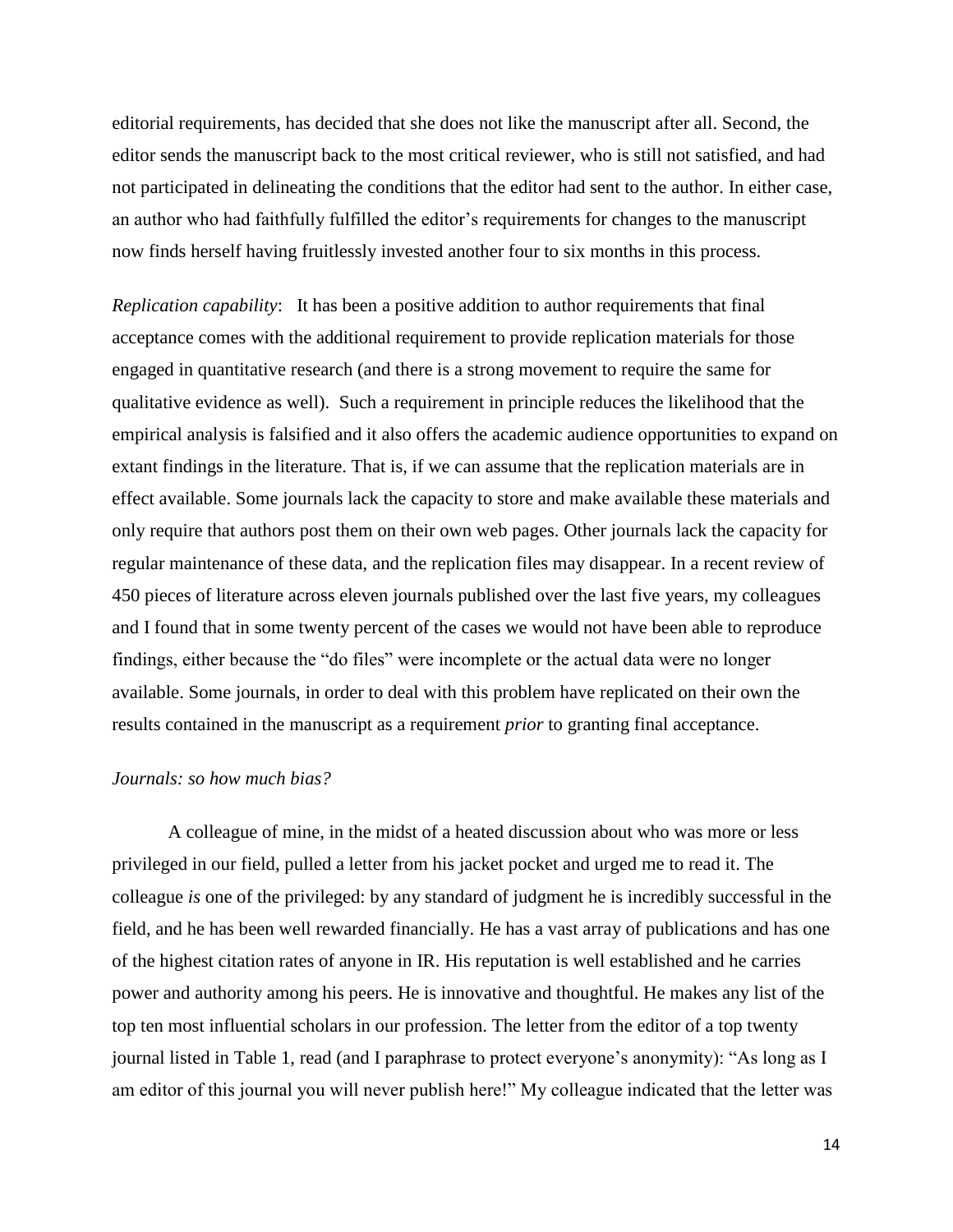editorial requirements, has decided that she does not like the manuscript after all. Second, the editor sends the manuscript back to the most critical reviewer, who is still not satisfied, and had not participated in delineating the conditions that the editor had sent to the author. In either case, an author who had faithfully fulfilled the editor's requirements for changes to the manuscript now finds herself having fruitlessly invested another four to six months in this process.

*Replication capability*: It has been a positive addition to author requirements that final acceptance comes with the additional requirement to provide replication materials for those engaged in quantitative research (and there is a strong movement to require the same for qualitative evidence as well). Such a requirement in principle reduces the likelihood that the empirical analysis is falsified and it also offers the academic audience opportunities to expand on extant findings in the literature. That is, if we can assume that the replication materials are in effect available. Some journals lack the capacity to store and make available these materials and only require that authors post them on their own web pages. Other journals lack the capacity for regular maintenance of these data, and the replication files may disappear. In a recent review of 450 pieces of literature across eleven journals published over the last five years, my colleagues and I found that in some twenty percent of the cases we would not have been able to reproduce findings, either because the "do files" were incomplete or the actual data were no longer available. Some journals, in order to deal with this problem have replicated on their own the results contained in the manuscript as a requirement *prior* to granting final acceptance.

*Journals: so how much bias?*

A colleague of mine, in the midst of a heated discussion about who was more or less privileged in our field, pulled a letter from his jacket pocket and urged me to read it. The colleague *is* one of the privileged: by any standard of judgment he is incredibly successful in the field, and he has been well rewarded financially. He has a vast array of publications and has one of the highest citation rates of anyone in IR. His reputation is well established and he carries power and authority among his peers. He is innovative and thoughtful. He makes any list of the top ten most influential scholars in our profession. The letter from the editor of a top twenty journal listed in Table 1, read (and I paraphrase to protect everyone's anonymity): "As long as I am editor of this journal you will never publish here!" My colleague indicated that the letter was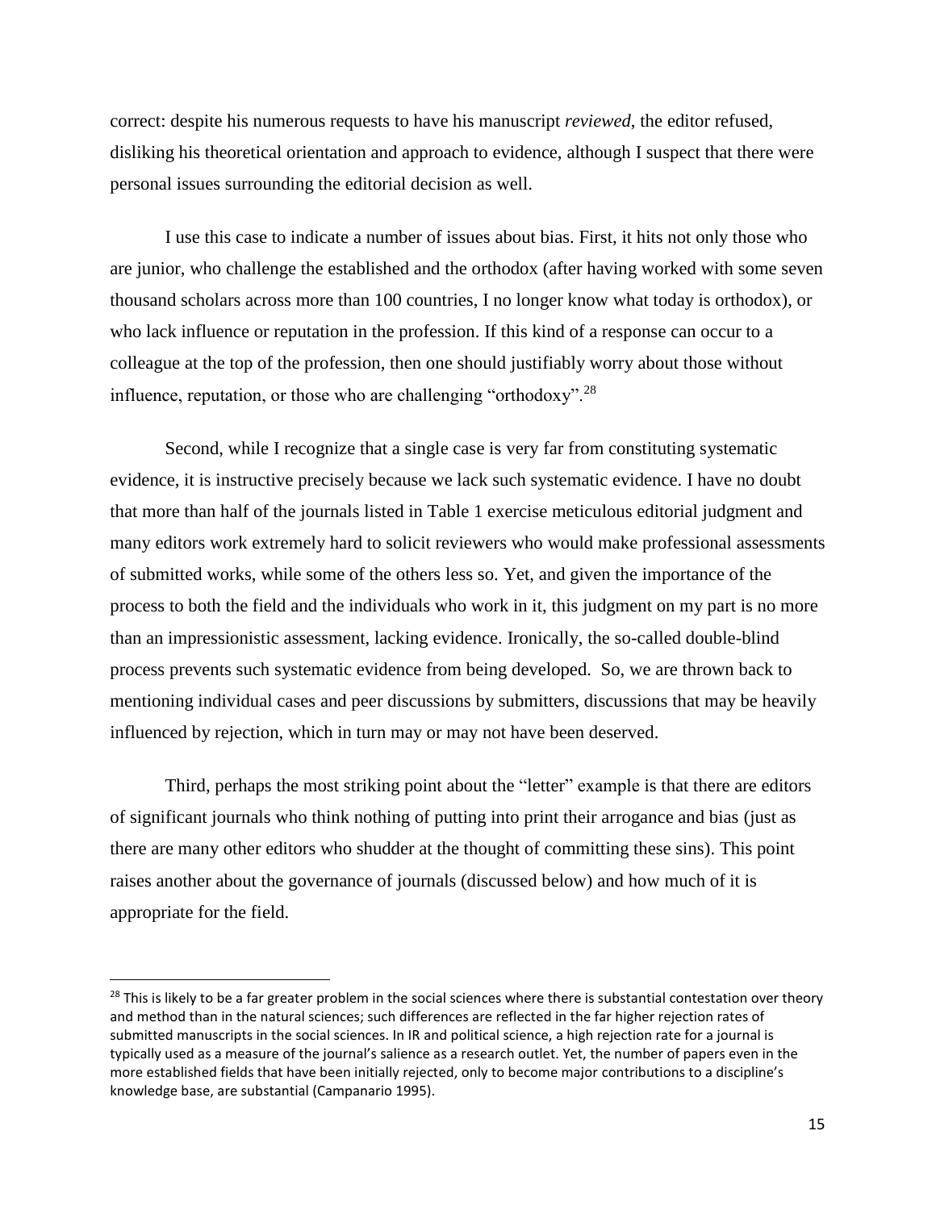correct: despite his numerous requests to have his manuscript *reviewed*, the editor refused, disliking his theoretical orientation and approach to evidence, although I suspect that there were personal issues surrounding the editorial decision as well.

I use this case to indicate a number of issues about bias. First, it hits not only those who are junior, who challenge the established and the orthodox (after having worked with some seven thousand scholars across more than 100 countries, I no longer know what today is orthodox), or who lack influence or reputation in the profession. If this kind of a response can occur to a colleague at the top of the profession, then one should justifiably worry about those without influence, reputation, or those who are challenging "orthodoxy".[28]

Second, while I recognize that a single case is very far from constituting systematic evidence, it is instructive precisely because we lack such systematic evidence. I have no doubt that more than half of the journals listed in Table 1 exercise meticulous editorial judgment and many editors work extremely hard to solicit reviewers who would make professional assessments of submitted works, while some of the others less so. Yet, and given the importance of the process to both the field and the individuals who work in it, this judgment on my part is no more than an impressionistic assessment, lacking evidence. Ironically, the so-called double-blind process prevents such systematic evidence from being developed. So, we are thrown back to mentioning individual cases and peer discussions by submitters, discussions that may be heavily influenced by rejection, which in turn may or may not have been deserved.

Third, perhaps the most striking point about the "letter" example is that there are editors of significant journals who think nothing of putting into print their arrogance and bias (just as there are many other editors who shudder at the thought of committing these sins). This point raises another about the governance of journals (discussed below) and how much of it is appropriate for the field.

---

[28] This is likely to be a far greater problem in the social sciences where there is substantial contestation over theory and method than in the natural sciences; such differences are reflected in the far higher rejection rates of submitted manuscripts in the social sciences. In IR and political science, a high rejection rate for a journal is typically used as a measure of the journal's salience as a research outlet. Yet, the number of papers even in the more established fields that have been initially rejected, only to become major contributions to a discipline's knowledge base, are substantial (Campanario 1995).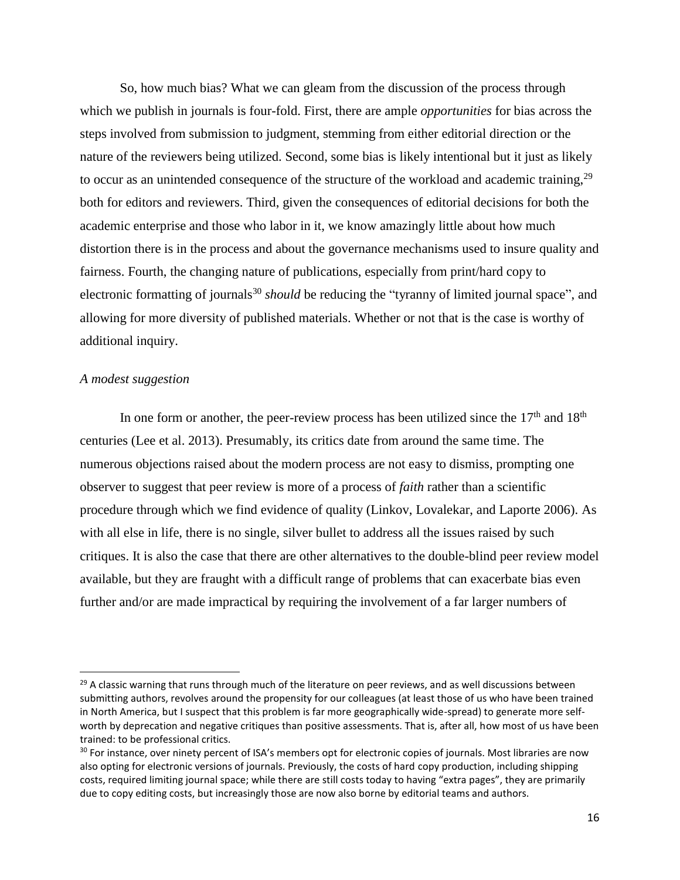So, how much bias? What we can gleam from the discussion of the process through which we publish in journals is four-fold. First, there are ample *opportunities* for bias across the steps involved from submission to judgment, stemming from either editorial direction or the nature of the reviewers being utilized. Second, some bias is likely intentional but it just as likely to occur as an unintended consequence of the structure of the workload and academic training,[29] both for editors and reviewers. Third, given the consequences of editorial decisions for both the academic enterprise and those who labor in it, we know amazingly little about how much distortion there is in the process and about the governance mechanisms used to insure quality and fairness. Fourth, the changing nature of publications, especially from print/hard copy to electronic formatting of journals[30] *should* be reducing the "tyranny of limited journal space", and allowing for more diversity of published materials. Whether or not that is the case is worthy of additional inquiry.

*A modest suggestion*

In one form or another, the peer-review process has been utilized since the 17th and 18th centuries (Lee et al. 2013). Presumably, its critics date from around the same time. The numerous objections raised about the modern process are not easy to dismiss, prompting one observer to suggest that peer review is more of a process of *faith* rather than a scientific procedure through which we find evidence of quality (Linkov, Lovalekar, and Laporte 2006). As with all else in life, there is no single, silver bullet to address all the issues raised by such critiques. It is also the case that there are other alternatives to the double-blind peer review model available, but they are fraught with a difficult range of problems that can exacerbate bias even further and/or are made impractical by requiring the involvement of a far larger numbers of

[29] A classic warning that runs through much of the literature on peer reviews, and as well discussions between submitting authors, revolves around the propensity for our colleagues (at least those of us who have been trained in North America, but I suspect that this problem is far more geographically wide-spread) to generate more self-worth by deprecation and negative critiques than positive assessments. That is, after all, how most of us have been trained: to be professional critics.

[30] For instance, over ninety percent of ISA's members opt for electronic copies of journals. Most libraries are now also opting for electronic versions of journals. Previously, the costs of hard copy production, including shipping costs, required limiting journal space; while there are still costs today to having "extra pages", they are primarily due to copy editing costs, but increasingly those are now also borne by editorial teams and authors.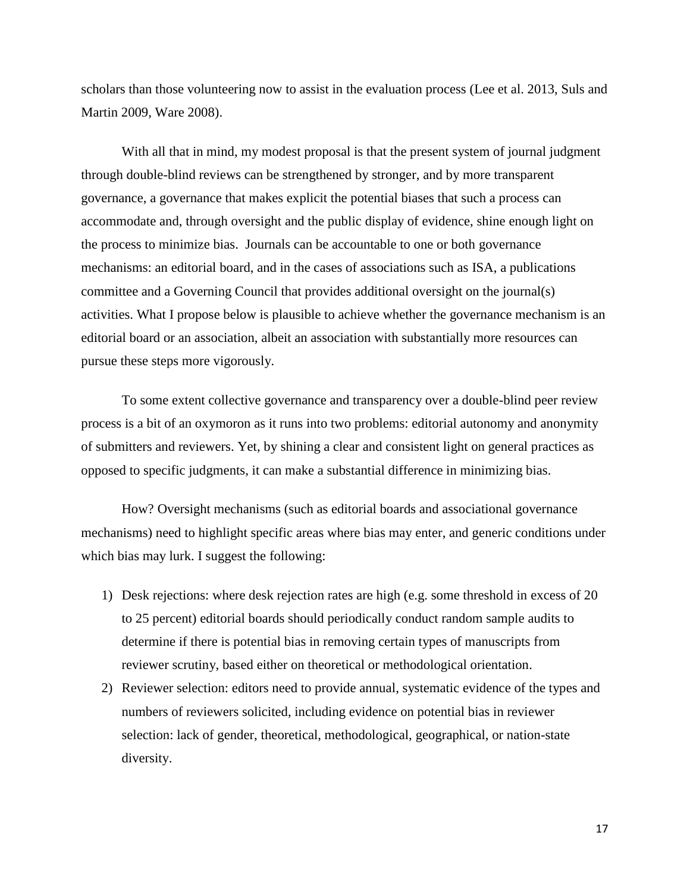scholars than those volunteering now to assist in the evaluation process (Lee et al. 2013, Suls and Martin 2009, Ware 2008).

With all that in mind, my modest proposal is that the present system of journal judgment through double-blind reviews can be strengthened by stronger, and by more transparent governance, a governance that makes explicit the potential biases that such a process can accommodate and, through oversight and the public display of evidence, shine enough light on the process to minimize bias. Journals can be accountable to one or both governance mechanisms: an editorial board, and in the cases of associations such as ISA, a publications committee and a Governing Council that provides additional oversight on the journal(s) activities. What I propose below is plausible to achieve whether the governance mechanism is an editorial board or an association, albeit an association with substantially more resources can pursue these steps more vigorously.

To some extent collective governance and transparency over a double-blind peer review process is a bit of an oxymoron as it runs into two problems: editorial autonomy and anonymity of submitters and reviewers. Yet, by shining a clear and consistent light on general practices as opposed to specific judgments, it can make a substantial difference in minimizing bias.

How? Oversight mechanisms (such as editorial boards and associational governance mechanisms) need to highlight specific areas where bias may enter, and generic conditions under which bias may lurk. I suggest the following:

1) Desk rejections: where desk rejection rates are high (e.g. some threshold in excess of 20 to 25 percent) editorial boards should periodically conduct random sample audits to determine if there is potential bias in removing certain types of manuscripts from reviewer scrutiny, based either on theoretical or methodological orientation.
2) Reviewer selection: editors need to provide annual, systematic evidence of the types and numbers of reviewers solicited, including evidence on potential bias in reviewer selection: lack of gender, theoretical, methodological, geographical, or nation-state diversity.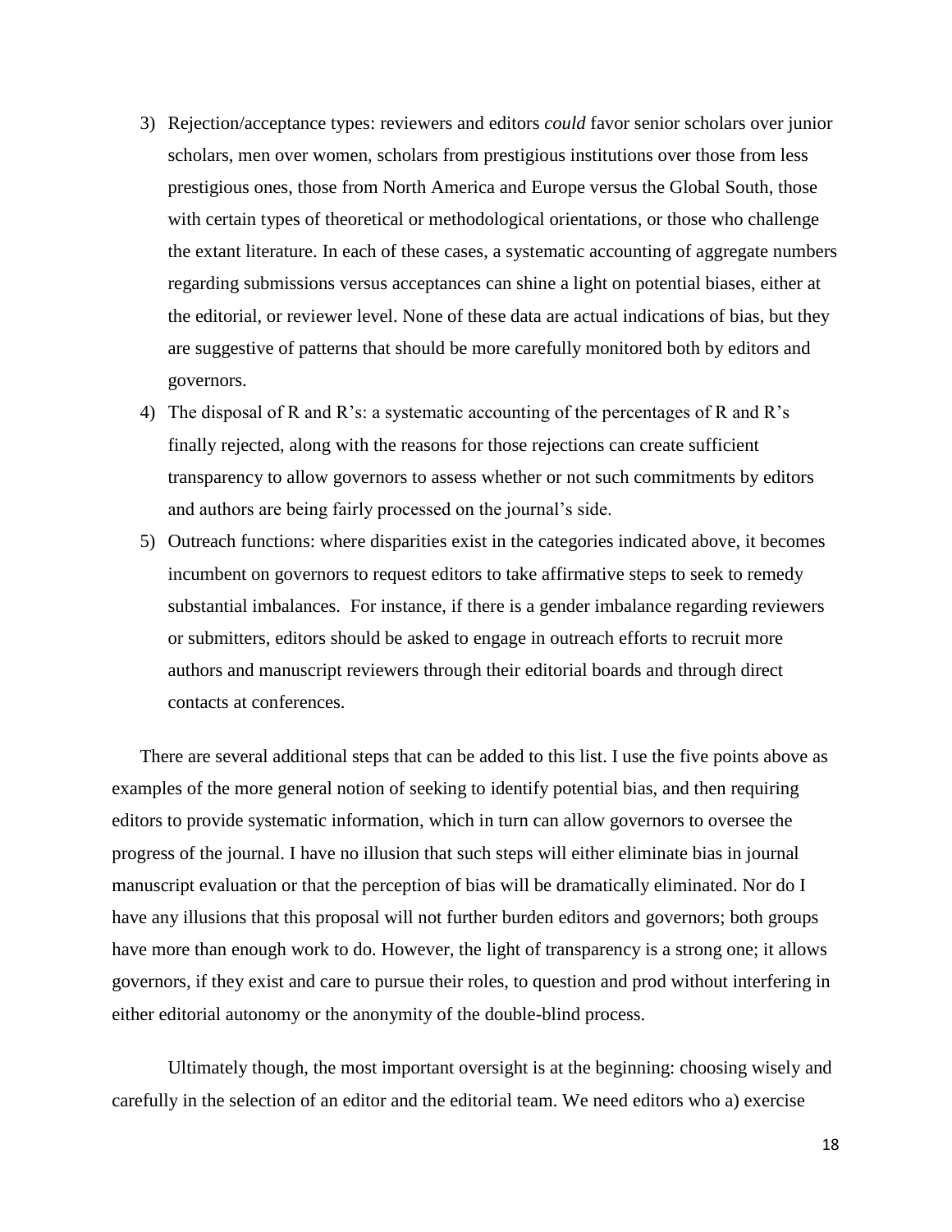3) Rejection/acceptance types: reviewers and editors *could* favor senior scholars over junior scholars, men over women, scholars from prestigious institutions over those from less prestigious ones, those from North America and Europe versus the Global South, those with certain types of theoretical or methodological orientations, or those who challenge the extant literature. In each of these cases, a systematic accounting of aggregate numbers regarding submissions versus acceptances can shine a light on potential biases, either at the editorial, or reviewer level. None of these data are actual indications of bias, but they are suggestive of patterns that should be more carefully monitored both by editors and governors.
4) The disposal of R and R's: a systematic accounting of the percentages of R and R's finally rejected, along with the reasons for those rejections can create sufficient transparency to allow governors to assess whether or not such commitments by editors and authors are being fairly processed on the journal's side.
5) Outreach functions: where disparities exist in the categories indicated above, it becomes incumbent on governors to request editors to take affirmative steps to seek to remedy substantial imbalances. For instance, if there is a gender imbalance regarding reviewers or submitters, editors should be asked to engage in outreach efforts to recruit more authors and manuscript reviewers through their editorial boards and through direct contacts at conferences.

There are several additional steps that can be added to this list. I use the five points above as examples of the more general notion of seeking to identify potential bias, and then requiring editors to provide systematic information, which in turn can allow governors to oversee the progress of the journal. I have no illusion that such steps will either eliminate bias in journal manuscript evaluation or that the perception of bias will be dramatically eliminated. Nor do I have any illusions that this proposal will not further burden editors and governors; both groups have more than enough work to do. However, the light of transparency is a strong one; it allows governors, if they exist and care to pursue their roles, to question and prod without interfering in either editorial autonomy or the anonymity of the double-blind process.

Ultimately though, the most important oversight is at the beginning: choosing wisely and carefully in the selection of an editor and the editorial team. We need editors who a) exercise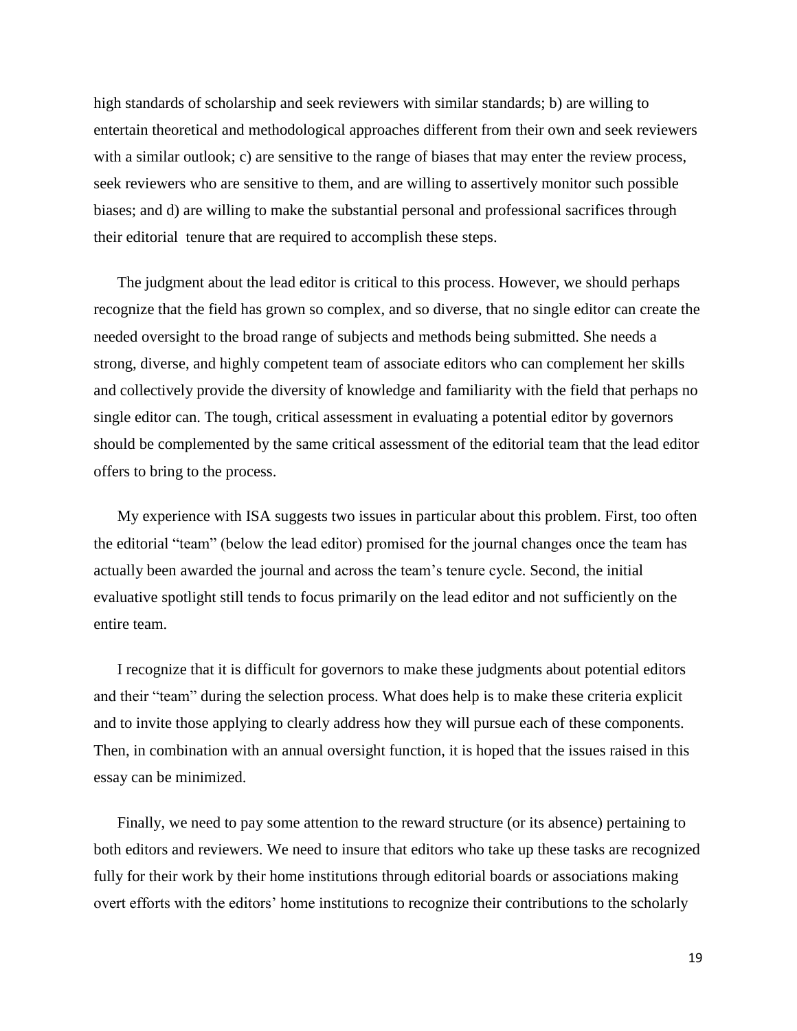high standards of scholarship and seek reviewers with similar standards; b) are willing to entertain theoretical and methodological approaches different from their own and seek reviewers with a similar outlook; c) are sensitive to the range of biases that may enter the review process, seek reviewers who are sensitive to them, and are willing to assertively monitor such possible biases; and d) are willing to make the substantial personal and professional sacrifices through their editorial tenure that are required to accomplish these steps.

The judgment about the lead editor is critical to this process. However, we should perhaps recognize that the field has grown so complex, and so diverse, that no single editor can create the needed oversight to the broad range of subjects and methods being submitted. She needs a strong, diverse, and highly competent team of associate editors who can complement her skills and collectively provide the diversity of knowledge and familiarity with the field that perhaps no single editor can. The tough, critical assessment in evaluating a potential editor by governors should be complemented by the same critical assessment of the editorial team that the lead editor offers to bring to the process.

My experience with ISA suggests two issues in particular about this problem. First, too often the editorial "team" (below the lead editor) promised for the journal changes once the team has actually been awarded the journal and across the team's tenure cycle. Second, the initial evaluative spotlight still tends to focus primarily on the lead editor and not sufficiently on the entire team.

I recognize that it is difficult for governors to make these judgments about potential editors and their "team" during the selection process. What does help is to make these criteria explicit and to invite those applying to clearly address how they will pursue each of these components. Then, in combination with an annual oversight function, it is hoped that the issues raised in this essay can be minimized.

Finally, we need to pay some attention to the reward structure (or its absence) pertaining to both editors and reviewers. We need to insure that editors who take up these tasks are recognized fully for their work by their home institutions through editorial boards or associations making overt efforts with the editors' home institutions to recognize their contributions to the scholarly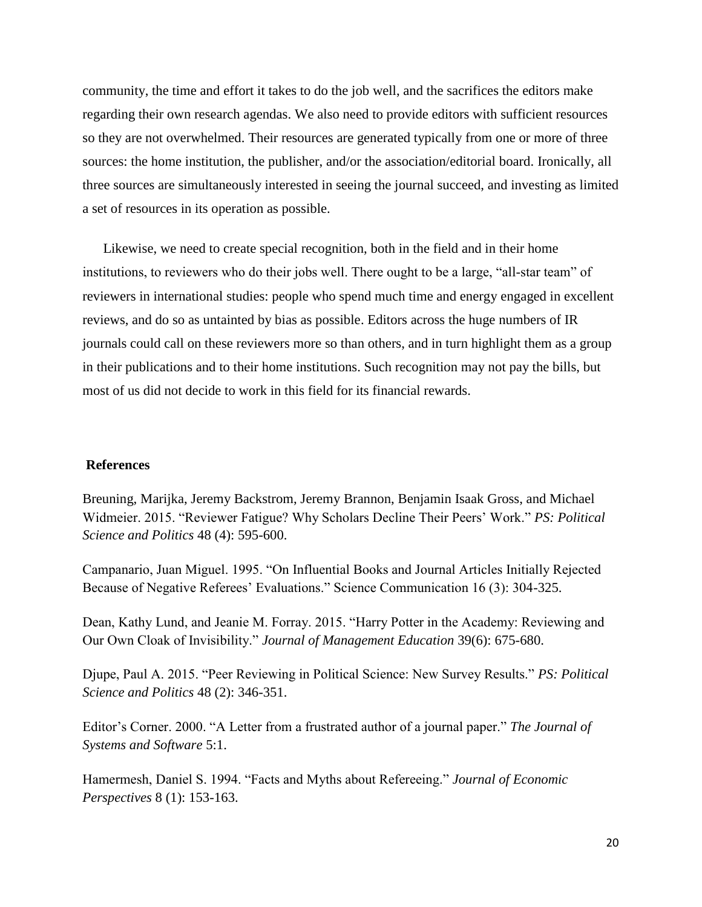community, the time and effort it takes to do the job well, and the sacrifices the editors make regarding their own research agendas. We also need to provide editors with sufficient resources so they are not overwhelmed. Their resources are generated typically from one or more of three sources: the home institution, the publisher, and/or the association/editorial board. Ironically, all three sources are simultaneously interested in seeing the journal succeed, and investing as limited a set of resources in its operation as possible.

Likewise, we need to create special recognition, both in the field and in their home institutions, to reviewers who do their jobs well. There ought to be a large, "all-star team" of reviewers in international studies: people who spend much time and energy engaged in excellent reviews, and do so as untainted by bias as possible. Editors across the huge numbers of IR journals could call on these reviewers more so than others, and in turn highlight them as a group in their publications and to their home institutions. Such recognition may not pay the bills, but most of us did not decide to work in this field for its financial rewards.

## References

Breuning, Marijka, Jeremy Backstrom, Jeremy Brannon, Benjamin Isaak Gross, and Michael Widmeier. 2015. "Reviewer Fatigue? Why Scholars Decline Their Peers' Work." *PS: Political Science and Politics* 48 (4): 595-600.

Campanario, Juan Miguel. 1995. "On Influential Books and Journal Articles Initially Rejected Because of Negative Referees' Evaluations." Science Communication 16 (3): 304-325.

Dean, Kathy Lund, and Jeanie M. Forray. 2015. "Harry Potter in the Academy: Reviewing and Our Own Cloak of Invisibility." *Journal of Management Education* 39(6): 675-680.

Djupe, Paul A. 2015. "Peer Reviewing in Political Science: New Survey Results." *PS: Political Science and Politics* 48 (2): 346-351.

Editor's Corner. 2000. "A Letter from a frustrated author of a journal paper." *The Journal of Systems and Software* 5:1.

Hamermesh, Daniel S. 1994. "Facts and Myths about Refereeing." *Journal of Economic Perspectives* 8 (1): 153-163.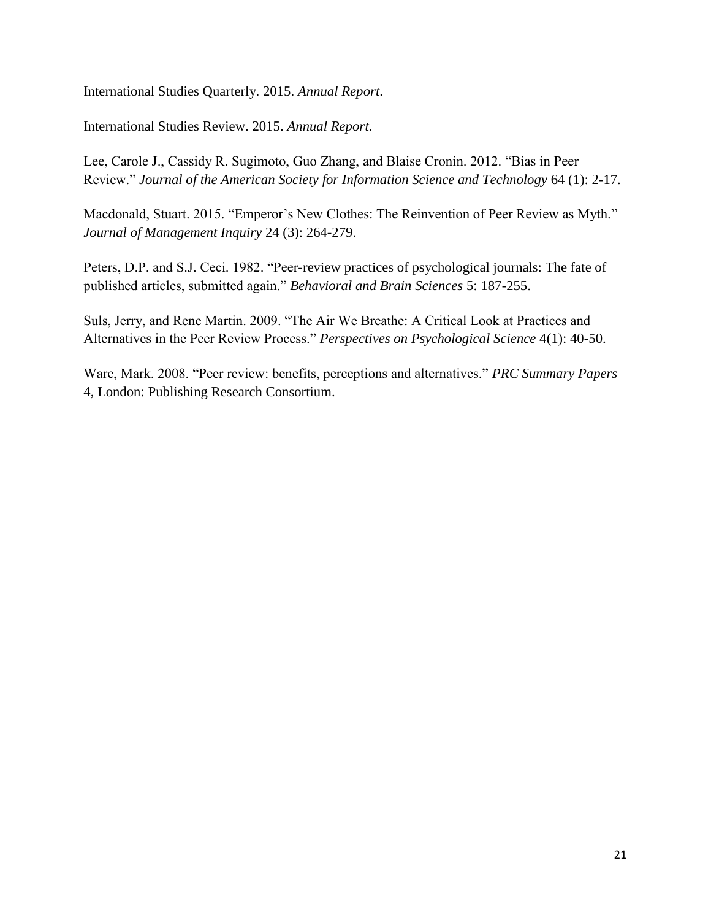International Studies Quarterly. 2015. *Annual Report*.

International Studies Review. 2015. *Annual Report*.

Lee, Carole J., Cassidy R. Sugimoto, Guo Zhang, and Blaise Cronin. 2012. "Bias in Peer Review." *Journal of the American Society for Information Science and Technology* 64 (1): 2-17.

Macdonald, Stuart. 2015. "Emperor's New Clothes: The Reinvention of Peer Review as Myth." *Journal of Management Inquiry* 24 (3): 264-279.

Peters, D.P. and S.J. Ceci. 1982. "Peer-review practices of psychological journals: The fate of published articles, submitted again." *Behavioral and Brain Sciences* 5: 187-255.

Suls, Jerry, and Rene Martin. 2009. "The Air We Breathe: A Critical Look at Practices and Alternatives in the Peer Review Process." *Perspectives on Psychological Science* 4(1): 40-50.

Ware, Mark. 2008. "Peer review: benefits, perceptions and alternatives." *PRC Summary Papers* 4, London: Publishing Research Consortium.